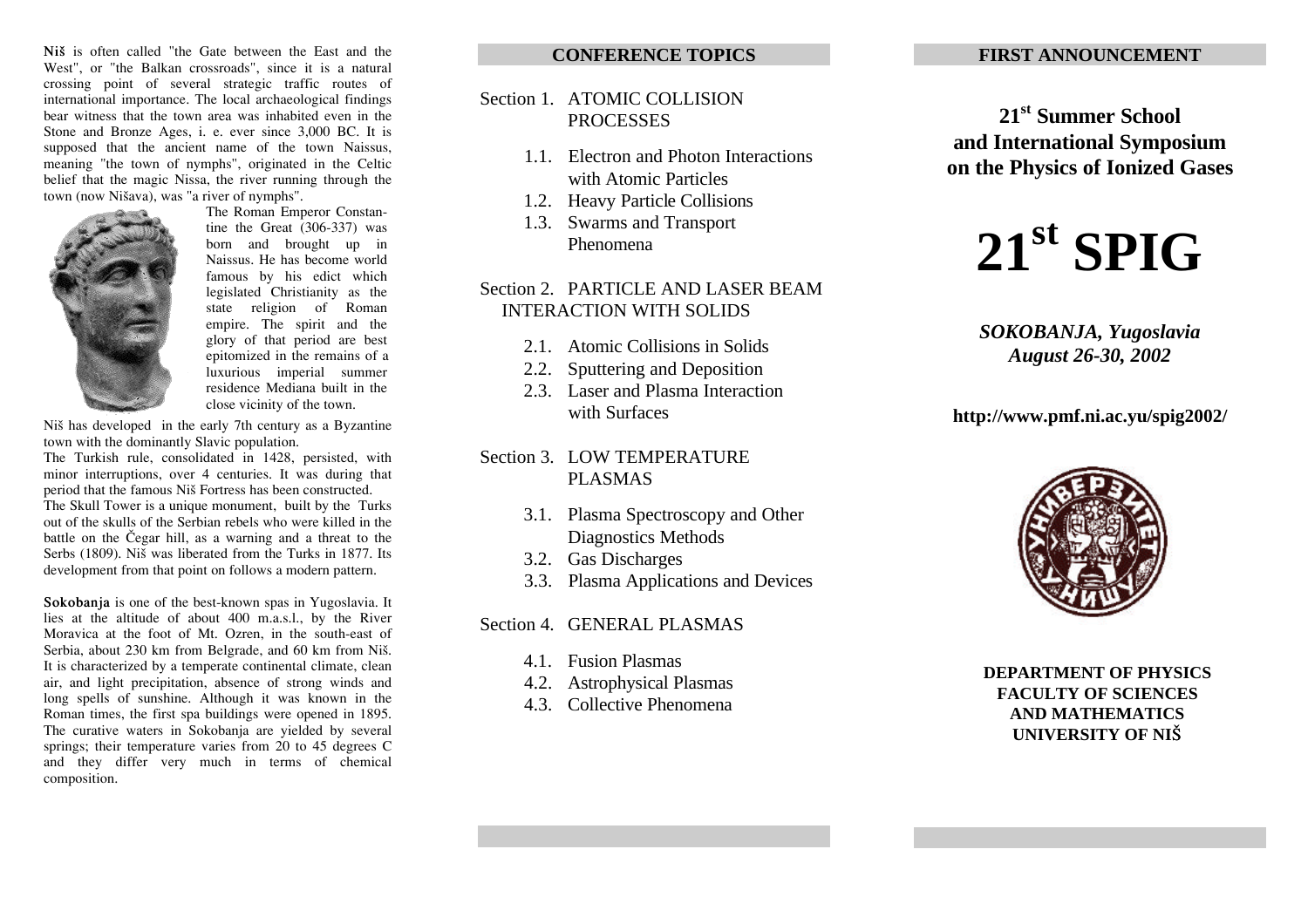**Niš** is often called "the Gate between the East and the West", or "the Balkan crossroads", since it is a natural crossing point of several strategic traffic routes of international importance. The local archaeological findings bear witness that the town area was inhabited even in the Stone and Bronze Ages, i. e. ever since 3,000 BC. It is supposed that the ancient name of the town Naissus, meaning "the town of nymphs", originated in the Celtic belief that the magic Nissa, the river running through the town (now Nišava), was "a river of nymphs".

The Roman Emperor Constantine the Great (306-337) was born and brought up in Naissus. He has become world famous by his edict which legislated Christianity as the state religion of Roman empire. The spirit and the glory of that period are best epitomized in the remains of a luxurious imperial summer residence Mediana built in the close vicinity of the town.

Niš has developed in the early 7th century as a Byzantine town with the dominantly Slavic population.

The Turkish rule, consolidated in 1428, persisted, with minor interruptions, over 4 centuries. It was during that period that the famous Niš Fortress has been constructed.

The Skull Tower is a unique monument, built by the Turks out of the skulls of the Serbian rebels who were killed in the battle on the Čegar hill, as a warning and a threat to the Serbs (1809). Niš was liberated from the Turks in 1877. Its development from that point on follows a modern pattern.

**Sokobanja** is one of the best-known spas in Yugoslavia. It lies at the altitude of about 400 m.a.s.l., by the River Moravica at the foot of Mt. Ozren, in the south-east of Serbia, about 230 km from Belgrade, and 60 km from Niš. It is characterized by a temperate continental climate, clean air, and light precipitation, absence of strong winds and long spells of sunshine. Although it was known in the Roman times, the first spa buildings were opened in 1895. The curative waters in Sokobanja are yielded by several springs; their temperature varies from 20 to 45 degrees C and they differ very much in terms of chemical composition.

## CONFERENCE TOPICS

Section 1. ATOMIC COLLISION PROCESSES

- 1.1. Electron and Photon Interactions with Atomic Particles
- 1.2. Heavy Particle Collisions
- 1.3. Swarms and Transport Phenomena

Section 2. PARTICLE AND LASER BEAM INTERACTION WITH SOLIDS

- 2.1. Atomic Collisions in Solids
- 2.2. Sputtering and Deposition
- 2.3. Laser and Plasma Interaction with Surfaces

Section 3. LOW TEMPERATURE PLASMAS

- 3.1. Plasma Spectroscopy and Other Diagnostics Methods
- 3.2. Gas Discharges
- 3.3. Plasma Applications and Devices

Section 4. GENERAL PLASMAS

- 4.1. Fusion Plasmas
- 4.2. Astrophysical Plasmas
- 4.3. Collective Phenomena

## FIRST ANNOUNCEMENT

**21st Summer School and International Symposium on the Physics of Ionized Gases**

# 21st SPIG

***SOKOBANJA, Yugoslavia***
***August 26-30, 2002***

**http://www.pmf.ni.ac.yu/spig2002/**

**DEPARTMENT OF PHYSICS**
**FACULTY OF SCIENCES AND MATHEMATICS**
**UNIVERSITY OF NIŠ**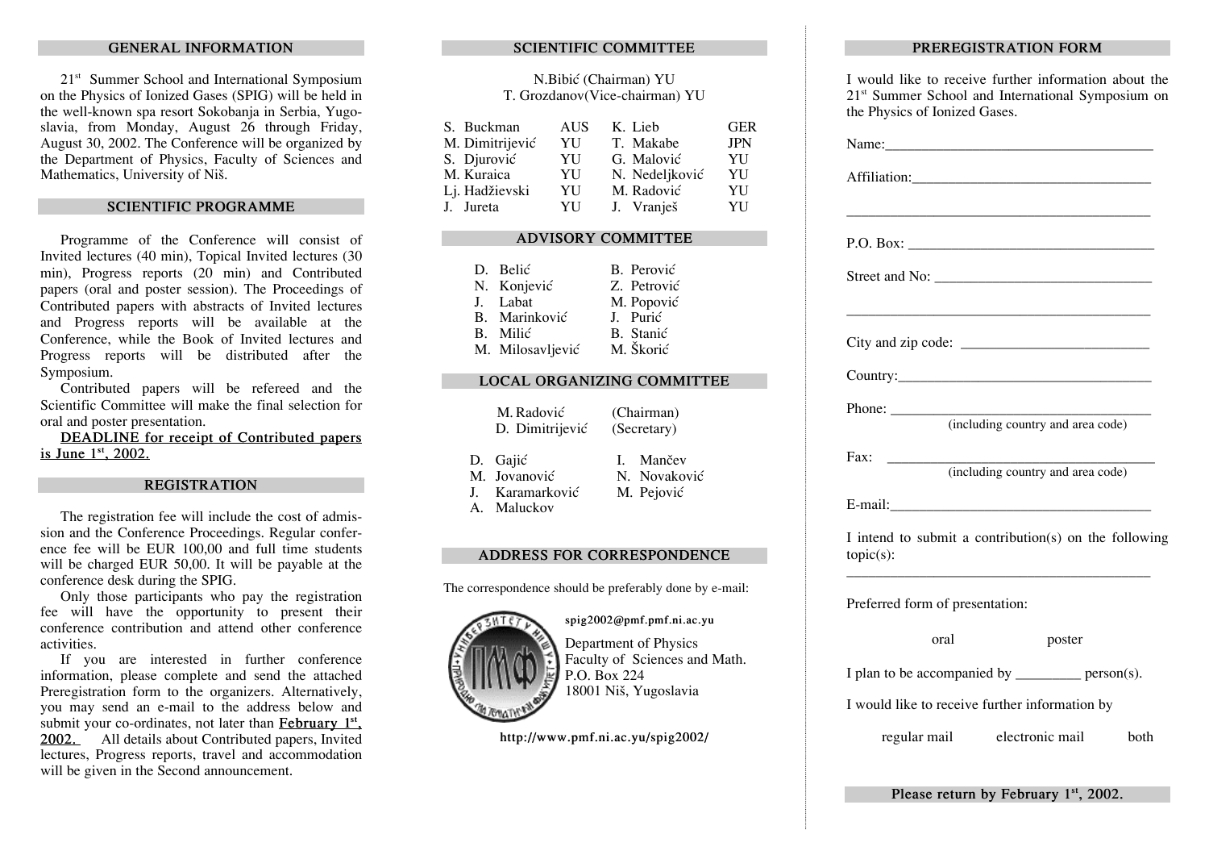## GENERAL INFORMATION

21st Summer School and International Symposium on the Physics of Ionized Gases (SPIG) will be held in the well-known spa resort Sokobanja in Serbia, Yugoslavia, from Monday, August 26 through Friday, August 30, 2002. The Conference will be organized by the Department of Physics, Faculty of Sciences and Mathematics, University of Niš.

## SCIENTIFIC PROGRAMME

Programme of the Conference will consist of Invited lectures (40 min), Topical Invited lectures (30 min), Progress reports (20 min) and Contributed papers (oral and poster session). The Proceedings of Contributed papers with abstracts of Invited lectures and Progress reports will be available at the Conference, while the Book of Invited lectures and Progress reports will be distributed after the Symposium.

Contributed papers will be refereed and the Scientific Committee will make the final selection for oral and poster presentation.

**DEADLINE for receipt of Contributed papers is June 1st, 2002.**

## REGISTRATION

The registration fee will include the cost of admission and the Conference Proceedings. Regular conference fee will be EUR 100,00 and full time students will be charged EUR 50,00. It will be payable at the conference desk during the SPIG.

Only those participants who pay the registration fee will have the opportunity to present their conference contribution and attend other conference activities.

If you are interested in further conference information, please complete and send the attached Preregistration form to the organizers. Alternatively, you may send an e-mail to the address below and submit your co-ordinates, not later than **February 1st, 2002.** All details about Contributed papers, Invited lectures, Progress reports, travel and accommodation will be given in the Second announcement.

## SCIENTIFIC COMMITTEE

N.Bibić (Chairman) YU
T. Grozdanov(Vice-chairman) YU

| | | | |
|---|---|---|---|
| S. Buckman | AUS | K. Lieb | GER |
| M. Dimitrijević | YU | T. Makabe | JPN |
| S. Djurović | YU | G. Malović | YU |
| M. Kuraica | YU | N. Nedeljković | YU |
| Lj. Hadžievski | YU | M. Radović | YU |
| J. Jureta | YU | J. Vranješ | YU |

## ADVISORY COMMITTEE

| | |
|---|---|
| D. Belić | B. Perović |
| N. Konjević | Z. Petrović |
| J. Labat | M. Popović |
| B. Marinković | J. Purić |
| B. Milić | B. Stanić |
| M. Milosavljević | M. Škorić |

## LOCAL ORGANIZING COMMITTEE

M. Radović (Chairman)
D. Dimitrijević (Secretary)

| | |
|---|---|
| D. Gajić | I. Mančev |
| M. Jovanović | N. Novaković |
| J. Karamarković | M. Pejović |
| A. Maluckov | |

## ADDRESS FOR CORRESPONDENCE

The correspondence should be preferably done by e-mail:

spig2002@pmf.pmf.ni.ac.yu

Department of Physics
Faculty of Sciences and Math.
P.O. Box 224
18001 Niš, Yugoslavia

http://www.pmf.ni.ac.yu/spig2002/

## PREREGISTRATION FORM

I would like to receive further information about the 21st Summer School and International Symposium on the Physics of Ionized Gases.

Name:_______________________________________

Affiliation:___________________________________

_____________________________________________

P.O. Box: ____________________________________

Street and No: ________________________________

_____________________________________________

City and zip code: ____________________________

Country:_____________________________________

Phone: ______________________________________
(including country and area code)

Fax: ________________________________________
(including country and area code)

E-mail:______________________________________

I intend to submit a contribution(s) on the following topic(s):

_____________________________________________

Preferred form of presentation:

oral poster

I plan to be accompanied by _________ person(s).

I would like to receive further information by

regular mail electronic mail both

**Please return by February 1st, 2002.**